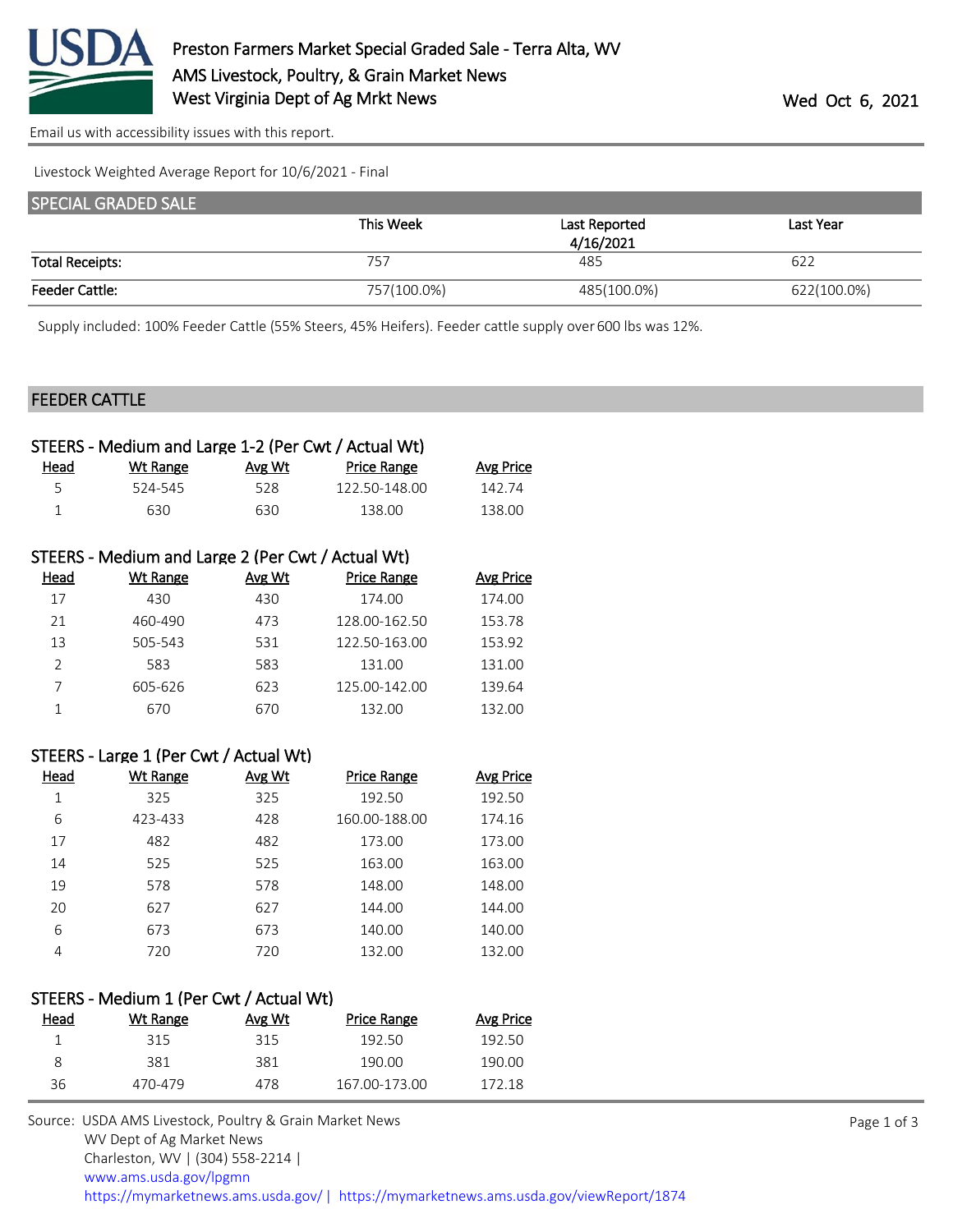# Preston Farmers Market Special Graded Sale - Terra Alta, WV
## AMS Livestock, Poultry, & Grain Market News
## West Virginia Dept of Ag Mrkt News

Wed Oct 6, 2021

Email us with accessibility issues with this report.

Livestock Weighted Average Report for 10/6/2021 - Final

## SPECIAL GRADED SALE

| | This Week | Last Reported 4/16/2021 | Last Year |
|---|---|---|---|
| Total Receipts: | 757 | 485 | 622 |
| Feeder Cattle: | 757(100.0%) | 485(100.0%) | 622(100.0%) |

Supply included: 100% Feeder Cattle (55% Steers, 45% Heifers). Feeder cattle supply over 600 lbs was 12%.

## FEEDER CATTLE

### STEERS - Medium and Large 1-2 (Per Cwt / Actual Wt)

| Head | Wt Range | Avg Wt | Price Range | Avg Price |
|---|---|---|---|---|
| 5 | 524-545 | 528 | 122.50-148.00 | 142.74 |
| 1 | 630 | 630 | 138.00 | 138.00 |

### STEERS - Medium and Large 2 (Per Cwt / Actual Wt)

| Head | Wt Range | Avg Wt | Price Range | Avg Price |
|---|---|---|---|---|
| 17 | 430 | 430 | 174.00 | 174.00 |
| 21 | 460-490 | 473 | 128.00-162.50 | 153.78 |
| 13 | 505-543 | 531 | 122.50-163.00 | 153.92 |
| 2 | 583 | 583 | 131.00 | 131.00 |
| 7 | 605-626 | 623 | 125.00-142.00 | 139.64 |
| 1 | 670 | 670 | 132.00 | 132.00 |

### STEERS - Large 1 (Per Cwt / Actual Wt)

| Head | Wt Range | Avg Wt | Price Range | Avg Price |
|---|---|---|---|---|
| 1 | 325 | 325 | 192.50 | 192.50 |
| 6 | 423-433 | 428 | 160.00-188.00 | 174.16 |
| 17 | 482 | 482 | 173.00 | 173.00 |
| 14 | 525 | 525 | 163.00 | 163.00 |
| 19 | 578 | 578 | 148.00 | 148.00 |
| 20 | 627 | 627 | 144.00 | 144.00 |
| 6 | 673 | 673 | 140.00 | 140.00 |
| 4 | 720 | 720 | 132.00 | 132.00 |

### STEERS - Medium 1 (Per Cwt / Actual Wt)

| Head | Wt Range | Avg Wt | Price Range | Avg Price |
|---|---|---|---|---|
| 1 | 315 | 315 | 192.50 | 192.50 |
| 8 | 381 | 381 | 190.00 | 190.00 |
| 36 | 470-479 | 478 | 167.00-173.00 | 172.18 |

Source: USDA AMS Livestock, Poultry & Grain Market News
WV Dept of Ag Market News
Charleston, WV | (304) 558-2214 |
www.ams.usda.gov/lpgmn
https://mymarketnews.ams.usda.gov/ | https://mymarketnews.ams.usda.gov/viewReport/1874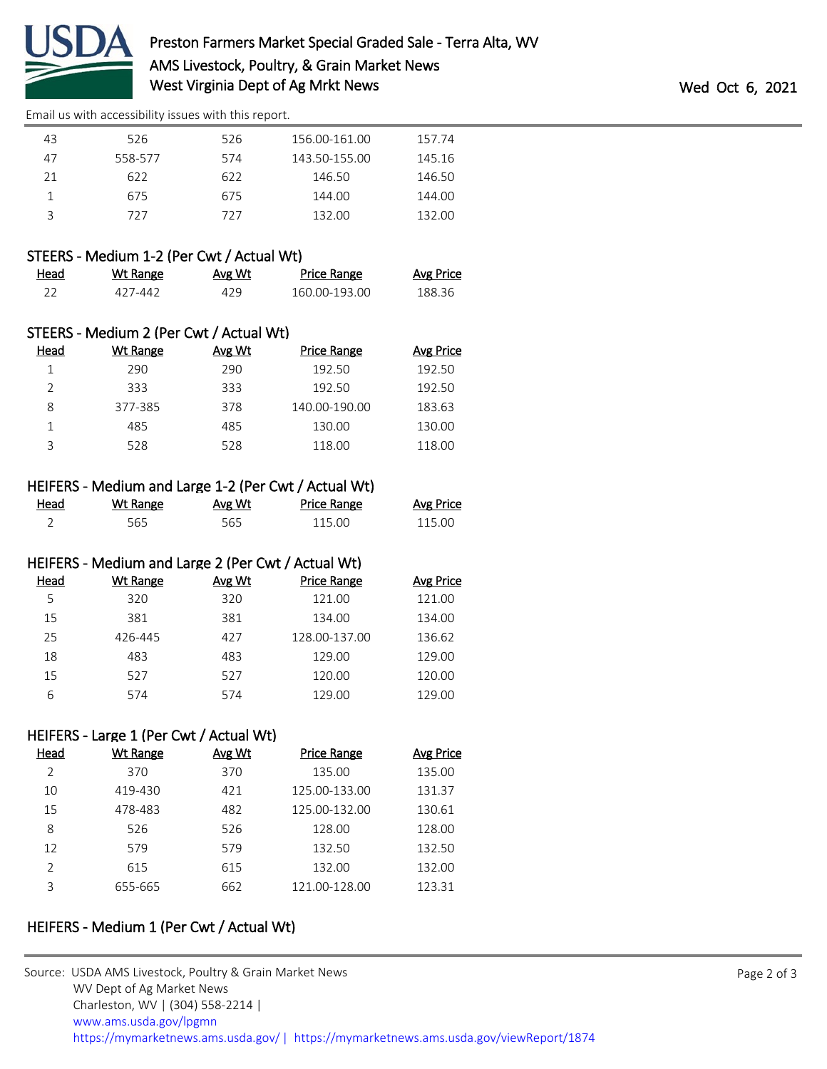| Head | Wt Range | Avg Wt | Price Range | Avg Price |
|---|---|---|---|---|
| 43 | 526 | 526 | 156.00-161.00 | 157.74 |
| 47 | 558-577 | 574 | 143.50-155.00 | 145.16 |
| 21 | 622 | 622 | 146.50 | 146.50 |
| 1 | 675 | 675 | 144.00 | 144.00 |
| 3 | 727 | 727 | 132.00 | 132.00 |

### STEERS - Medium 1-2 (Per Cwt / Actual Wt)

| Head | Wt Range | Avg Wt | Price Range | Avg Price |
|---|---|---|---|---|
| 22 | 427-442 | 429 | 160.00-193.00 | 188.36 |

### STEERS - Medium 2 (Per Cwt / Actual Wt)

| Head | Wt Range | Avg Wt | Price Range | Avg Price |
|---|---|---|---|---|
| 1 | 290 | 290 | 192.50 | 192.50 |
| 2 | 333 | 333 | 192.50 | 192.50 |
| 8 | 377-385 | 378 | 140.00-190.00 | 183.63 |
| 1 | 485 | 485 | 130.00 | 130.00 |
| 3 | 528 | 528 | 118.00 | 118.00 |

### HEIFERS - Medium and Large 1-2 (Per Cwt / Actual Wt)

| Head | Wt Range | Avg Wt | Price Range | Avg Price |
|---|---|---|---|---|
| 2 | 565 | 565 | 115.00 | 115.00 |

### HEIFERS - Medium and Large 2 (Per Cwt / Actual Wt)

| Head | Wt Range | Avg Wt | Price Range | Avg Price |
|---|---|---|---|---|
| 5 | 320 | 320 | 121.00 | 121.00 |
| 15 | 381 | 381 | 134.00 | 134.00 |
| 25 | 426-445 | 427 | 128.00-137.00 | 136.62 |
| 18 | 483 | 483 | 129.00 | 129.00 |
| 15 | 527 | 527 | 120.00 | 120.00 |
| 6 | 574 | 574 | 129.00 | 129.00 |

### HEIFERS - Large 1 (Per Cwt / Actual Wt)

| Head | Wt Range | Avg Wt | Price Range | Avg Price |
|---|---|---|---|---|
| 2 | 370 | 370 | 135.00 | 135.00 |
| 10 | 419-430 | 421 | 125.00-133.00 | 131.37 |
| 15 | 478-483 | 482 | 125.00-132.00 | 130.61 |
| 8 | 526 | 526 | 128.00 | 128.00 |
| 12 | 579 | 579 | 132.50 | 132.50 |
| 2 | 615 | 615 | 132.00 | 132.00 |
| 3 | 655-665 | 662 | 121.00-128.00 | 123.31 |

### HEIFERS - Medium 1 (Per Cwt / Actual Wt)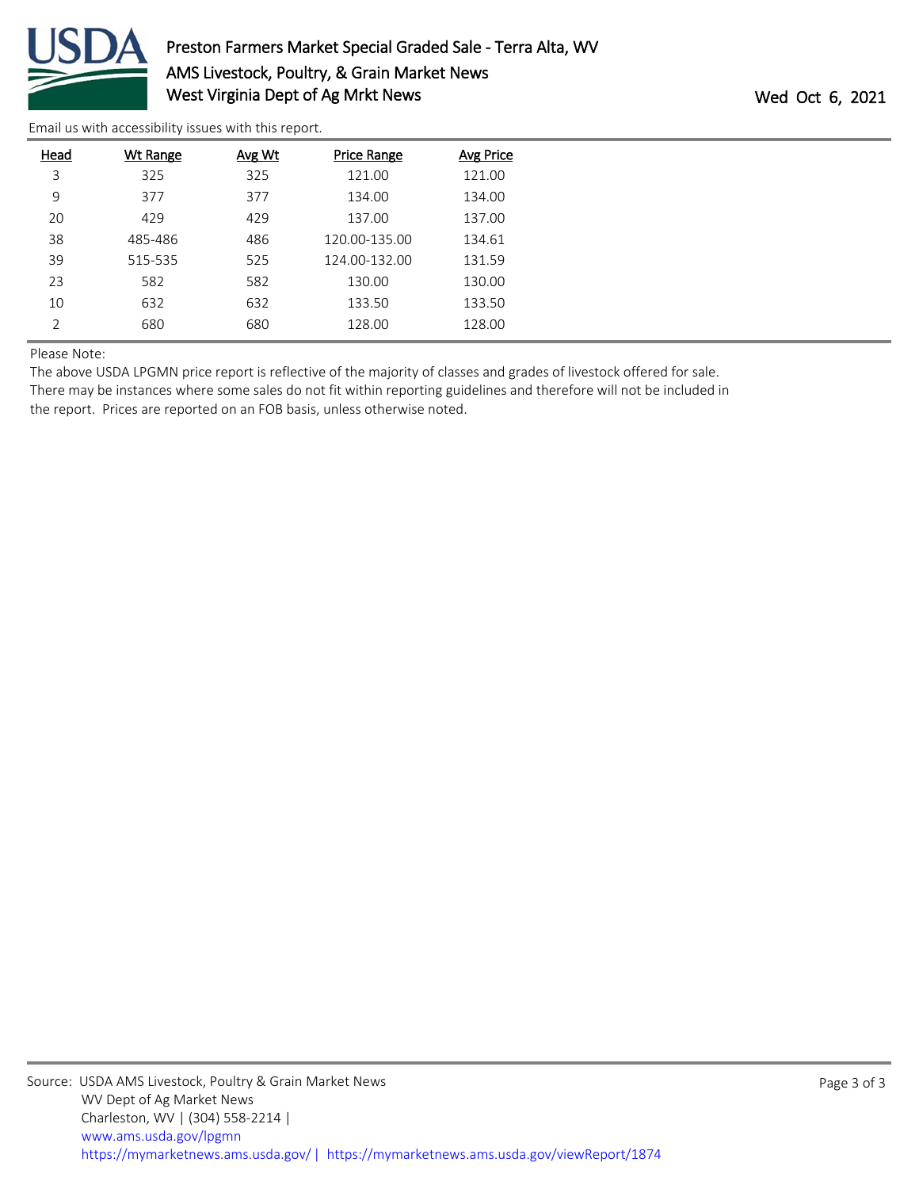Email us with accessibility issues with this report.

| Head | Wt Range | Avg Wt | Price Range | Avg Price |
|---|---|---|---|---|
| 3 | 325 | 325 | 121.00 | 121.00 |
| 9 | 377 | 377 | 134.00 | 134.00 |
| 20 | 429 | 429 | 137.00 | 137.00 |
| 38 | 485-486 | 486 | 120.00-135.00 | 134.61 |
| 39 | 515-535 | 525 | 124.00-132.00 | 131.59 |
| 23 | 582 | 582 | 130.00 | 130.00 |
| 10 | 632 | 632 | 133.50 | 133.50 |
| 2 | 680 | 680 | 128.00 | 128.00 |

Please Note:

The above USDA LPGMN price report is reflective of the majority of classes and grades of livestock offered for sale. There may be instances where some sales do not fit within reporting guidelines and therefore will not be included in the report. Prices are reported on an FOB basis, unless otherwise noted.

Source: USDA AMS Livestock, Poultry & Grain Market News
WV Dept of Ag Market News
Charleston, WV | (304) 558-2214 |
www.ams.usda.gov/lpgmn
https://mymarketnews.ams.usda.gov/ | https://mymarketnews.ams.usda.gov/viewReport/1874